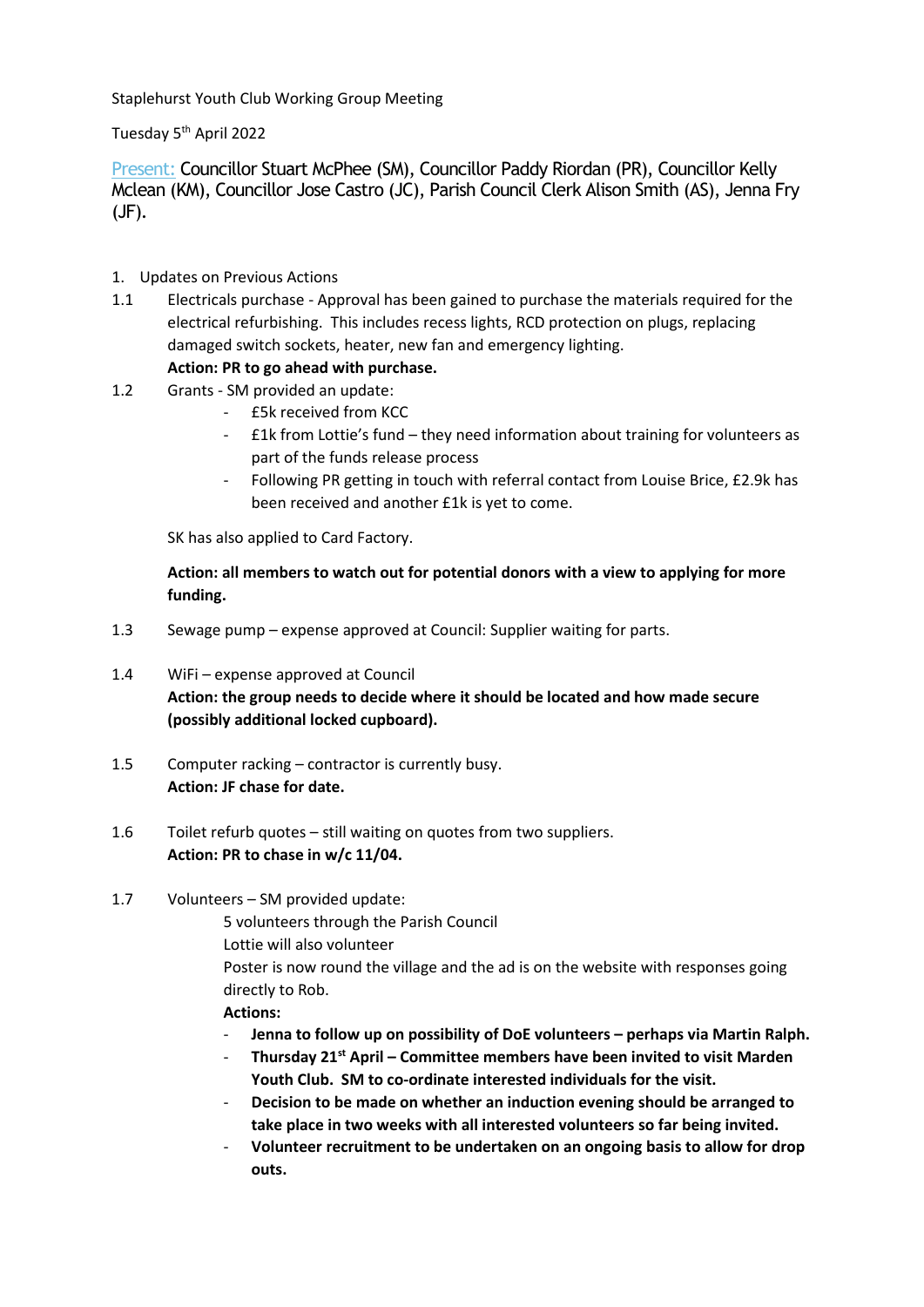Staplehurst Youth Club Working Group Meeting

Tuesday 5th April 2022

Present: Councillor Stuart McPhee (SM), Councillor Paddy Riordan (PR), Councillor Kelly Mclean (KM), Councillor Jose Castro (JC), Parish Council Clerk Alison Smith (AS), Jenna Fry (JF).

1. Updates on Previous Actions

1.1 Electricals purchase - Approval has been gained to purchase the materials required for the electrical refurbishing. This includes recess lights, RCD protection on plugs, replacing damaged switch sockets, heater, new fan and emergency lighting.
**Action: PR to go ahead with purchase.**

1.2 Grants - SM provided an update:
- £5k received from KCC
- £1k from Lottie's fund – they need information about training for volunteers as part of the funds release process
- Following PR getting in touch with referral contact from Louise Brice, £2.9k has been received and another £1k is yet to come.

SK has also applied to Card Factory.

**Action: all members to watch out for potential donors with a view to applying for more funding.**

1.3 Sewage pump – expense approved at Council: Supplier waiting for parts.

1.4 WiFi – expense approved at Council
**Action: the group needs to decide where it should be located and how made secure (possibly additional locked cupboard).**

1.5 Computer racking – contractor is currently busy.
**Action: JF chase for date.**

1.6 Toilet refurb quotes – still waiting on quotes from two suppliers.
**Action: PR to chase in w/c 11/04.**

1.7 Volunteers – SM provided update:
5 volunteers through the Parish Council
Lottie will also volunteer
Poster is now round the village and the ad is on the website with responses going directly to Rob.
**Actions:**
- **Jenna to follow up on possibility of DoE volunteers – perhaps via Martin Ralph.**
- **Thursday 21st April – Committee members have been invited to visit Marden Youth Club. SM to co-ordinate interested individuals for the visit.**
- **Decision to be made on whether an induction evening should be arranged to take place in two weeks with all interested volunteers so far being invited.**
- **Volunteer recruitment to be undertaken on an ongoing basis to allow for drop outs.**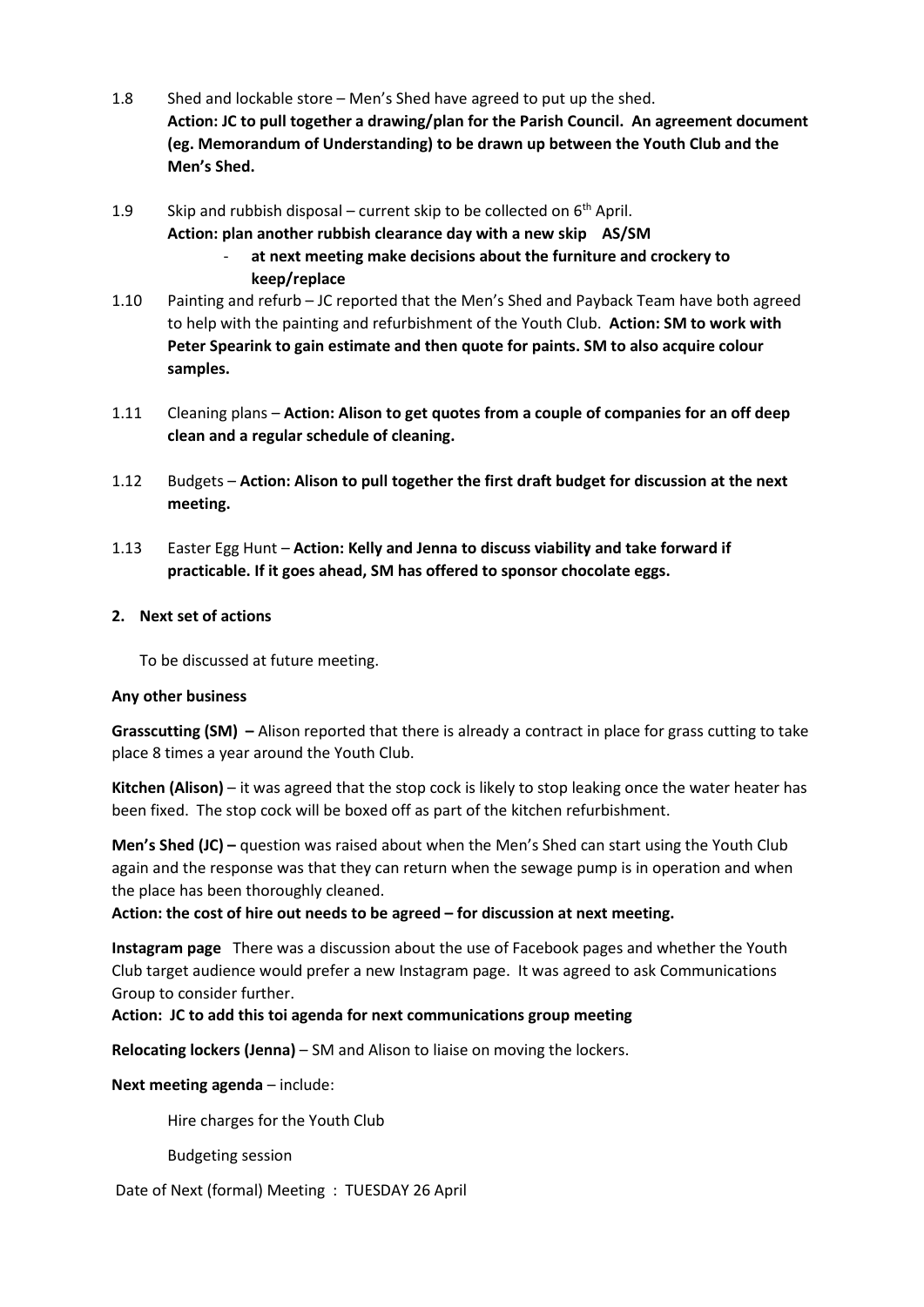1.8 Shed and lockable store – Men's Shed have agreed to put up the shed.
**Action: JC to pull together a drawing/plan for the Parish Council. An agreement document (eg. Memorandum of Understanding) to be drawn up between the Youth Club and the Men's Shed.**

1.9 Skip and rubbish disposal – current skip to be collected on 6th April.
**Action: plan another rubbish clearance day with a new skip AS/SM**

- **at next meeting make decisions about the furniture and crockery to keep/replace**

1.10 Painting and refurb – JC reported that the Men's Shed and Payback Team have both agreed to help with the painting and refurbishment of the Youth Club. **Action: SM to work with Peter Spearink to gain estimate and then quote for paints. SM to also acquire colour samples.**

1.11 Cleaning plans – **Action: Alison to get quotes from a couple of companies for an off deep clean and a regular schedule of cleaning.**

1.12 Budgets – **Action: Alison to pull together the first draft budget for discussion at the next meeting.**

1.13 Easter Egg Hunt – **Action: Kelly and Jenna to discuss viability and take forward if practicable. If it goes ahead, SM has offered to sponsor chocolate eggs.**

**2. Next set of actions**

To be discussed at future meeting.

**Any other business**

**Grasscutting (SM) –** Alison reported that there is already a contract in place for grass cutting to take place 8 times a year around the Youth Club.

**Kitchen (Alison)** – it was agreed that the stop cock is likely to stop leaking once the water heater has been fixed. The stop cock will be boxed off as part of the kitchen refurbishment.

**Men's Shed (JC) –** question was raised about when the Men's Shed can start using the Youth Club again and the response was that they can return when the sewage pump is in operation and when the place has been thoroughly cleaned.

**Action: the cost of hire out needs to be agreed – for discussion at next meeting.**

**Instagram page** There was a discussion about the use of Facebook pages and whether the Youth Club target audience would prefer a new Instagram page. It was agreed to ask Communications Group to consider further.

**Action: JC to add this toi agenda for next communications group meeting**

**Relocating lockers (Jenna)** – SM and Alison to liaise on moving the lockers.

**Next meeting agenda** – include:

Hire charges for the Youth Club

Budgeting session

Date of Next (formal) Meeting : TUESDAY 26 April